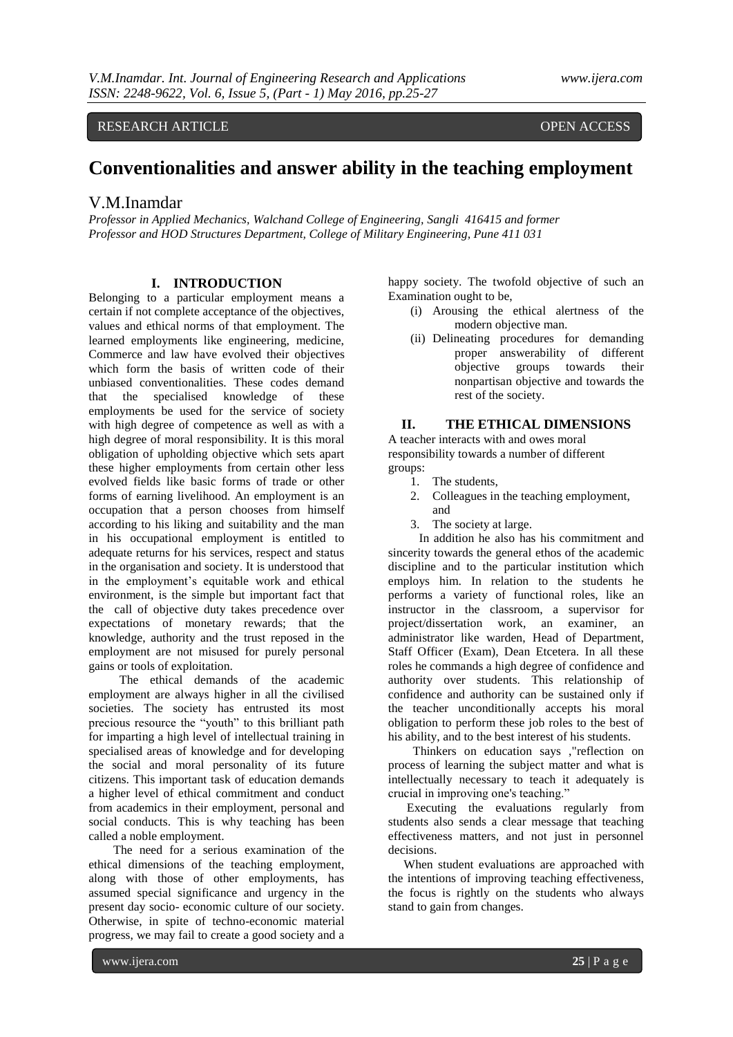RESEARCH ARTICLE OPEN ACCESS

# Conventionalities and answer ability in the teaching employment

V.M.Inamdar

*Professor in Applied Mechanics, Walchand College of Engineering, Sangli 416415 and former Professor and HOD Structures Department, College of Military Engineering, Pune 411 031*

## I. INTRODUCTION

Belonging to a particular employment means a certain if not complete acceptance of the objectives, values and ethical norms of that employment. The learned employments like engineering, medicine, Commerce and law have evolved their objectives which form the basis of written code of their unbiased conventionalities. These codes demand that the specialised knowledge of these employments be used for the service of society with high degree of competence as well as with a high degree of moral responsibility. It is this moral obligation of upholding objective which sets apart these higher employments from certain other less evolved fields like basic forms of trade or other forms of earning livelihood. An employment is an occupation that a person chooses from himself according to his liking and suitability and the man in his occupational employment is entitled to adequate returns for his services, respect and status in the organisation and society. It is understood that in the employment's equitable work and ethical environment, is the simple but important fact that the call of objective duty takes precedence over expectations of monetary rewards; that the knowledge, authority and the trust reposed in the employment are not misused for purely personal gains or tools of exploitation.

The ethical demands of the academic employment are always higher in all the civilised societies. The society has entrusted its most precious resource the "youth" to this brilliant path for imparting a high level of intellectual training in specialised areas of knowledge and for developing the social and moral personality of its future citizens. This important task of education demands a higher level of ethical commitment and conduct from academics in their employment, personal and social conducts. This is why teaching has been called a noble employment.

The need for a serious examination of the ethical dimensions of the teaching employment, along with those of other employments, has assumed special significance and urgency in the present day socio- economic culture of our society. Otherwise, in spite of techno-economic material progress, we may fail to create a good society and a happy society. The twofold objective of such an Examination ought to be,

(i) Arousing the ethical alertness of the modern objective man.
(ii) Delineating procedures for demanding proper answerability of different objective groups towards their nonpartisan objective and towards the rest of the society.

## II. THE ETHICAL DIMENSIONS

A teacher interacts with and owes moral responsibility towards a number of different groups:

1. The students,
2. Colleagues in the teaching employment, and
3. The society at large.

In addition he also has his commitment and sincerity towards the general ethos of the academic discipline and to the particular institution which employs him. In relation to the students he performs a variety of functional roles, like an instructor in the classroom, a supervisor for project/dissertation work, an examiner, an administrator like warden, Head of Department, Staff Officer (Exam), Dean Etcetera. In all these roles he commands a high degree of confidence and authority over students. This relationship of confidence and authority can be sustained only if the teacher unconditionally accepts his moral obligation to perform these job roles to the best of his ability, and to the best interest of his students.

Thinkers on education says ,"reflection on process of learning the subject matter and what is intellectually necessary to teach it adequately is crucial in improving one's teaching."

Executing the evaluations regularly from students also sends a clear message that teaching effectiveness matters, and not just in personnel decisions.

When student evaluations are approached with the intentions of improving teaching effectiveness, the focus is rightly on the students who always stand to gain from changes.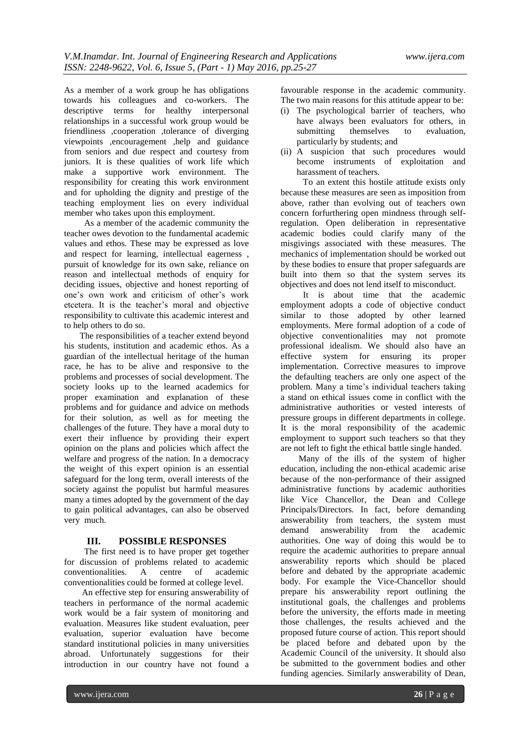As a member of a work group he has obligations towards his colleagues and co-workers. The descriptive terms for healthy interpersonal relationships in a successful work group would be friendliness ,cooperation ,tolerance of diverging viewpoints ,encouragement ,help and guidance from seniors and due respect and courtesy from juniors. It is these qualities of work life which make a supportive work environment. The responsibility for creating this work environment and for upholding the dignity and prestige of the teaching employment lies on every individual member who takes upon this employment.

As a member of the academic community the teacher owes devotion to the fundamental academic values and ethos. These may be expressed as love and respect for learning, intellectual eagerness , pursuit of knowledge for its own sake, reliance on reason and intellectual methods of enquiry for deciding issues, objective and honest reporting of one's own work and criticism of other's work etcetera. It is the teacher's moral and objective responsibility to cultivate this academic interest and to help others to do so.

The responsibilities of a teacher extend beyond his students, institution and academic ethos. As a guardian of the intellectual heritage of the human race, he has to be alive and responsive to the problems and processes of social development. The society looks up to the learned academics for proper examination and explanation of these problems and for guidance and advice on methods for their solution, as well as for meeting the challenges of the future. They have a moral duty to exert their influence by providing their expert opinion on the plans and policies which affect the welfare and progress of the nation. In a democracy the weight of this expert opinion is an essential safeguard for the long term, overall interests of the society against the populist but harmful measures many a times adopted by the government of the day to gain political advantages, can also be observed very much.

## III. POSSIBLE RESPONSES

The first need is to have proper get together for discussion of problems related to academic conventionalities. A centre of academic conventionalities could be formed at college level.

An effective step for ensuring answerability of teachers in performance of the normal academic work would be a fair system of monitoring and evaluation. Measures like student evaluation, peer evaluation, superior evaluation have become standard institutional policies in many universities abroad. Unfortunately suggestions for their introduction in our country have not found a favourable response in the academic community. The two main reasons for this attitude appear to be:

(i) The psychological barrier of teachers, who have always been evaluators for others, in submitting themselves to evaluation, particularly by students; and
(ii) A suspicion that such procedures would become instruments of exploitation and harassment of teachers.

To an extent this hostile attitude exists only because these measures are seen as imposition from above, rather than evolving out of teachers own concern forfurthering open mindness through self-regulation. Open deliberation in representative academic bodies could clarify many of the misgivings associated with these measures. The mechanics of implementation should be worked out by these bodies to ensure that proper safeguards are built into them so that the system serves its objectives and does not lend itself to misconduct.

It is about time that the academic employment adopts a code of objective conduct similar to those adopted by other learned employments. Mere formal adoption of a code of objective conventionalities may not promote professional idealism. We should also have an effective system for ensuring its proper implementation. Corrective measures to improve the defaulting teachers are only one aspect of the problem. Many a time's individual teachers taking a stand on ethical issues come in conflict with the administrative authorities or vested interests of pressure groups in different departments in college. It is the moral responsibility of the academic employment to support such teachers so that they are not left to fight the ethical battle single handed.

Many of the ills of the system of higher education, including the non-ethical academic arise because of the non-performance of their assigned administrative functions by academic authorities like Vice Chancellor, the Dean and College Principals/Directors. In fact, before demanding answerability from teachers, the system must demand answerability from the academic authorities. One way of doing this would be to require the academic authorities to prepare annual answerability reports which should be placed before and debated by the appropriate academic body. For example the Vice-Chancellor should prepare his answerability report outlining the institutional goals, the challenges and problems before the university, the efforts made in meeting those challenges, the results achieved and the proposed future course of action. This report should be placed before and debated upon by the Academic Council of the university. It should also be submitted to the government bodies and other funding agencies. Similarly answerability of Dean,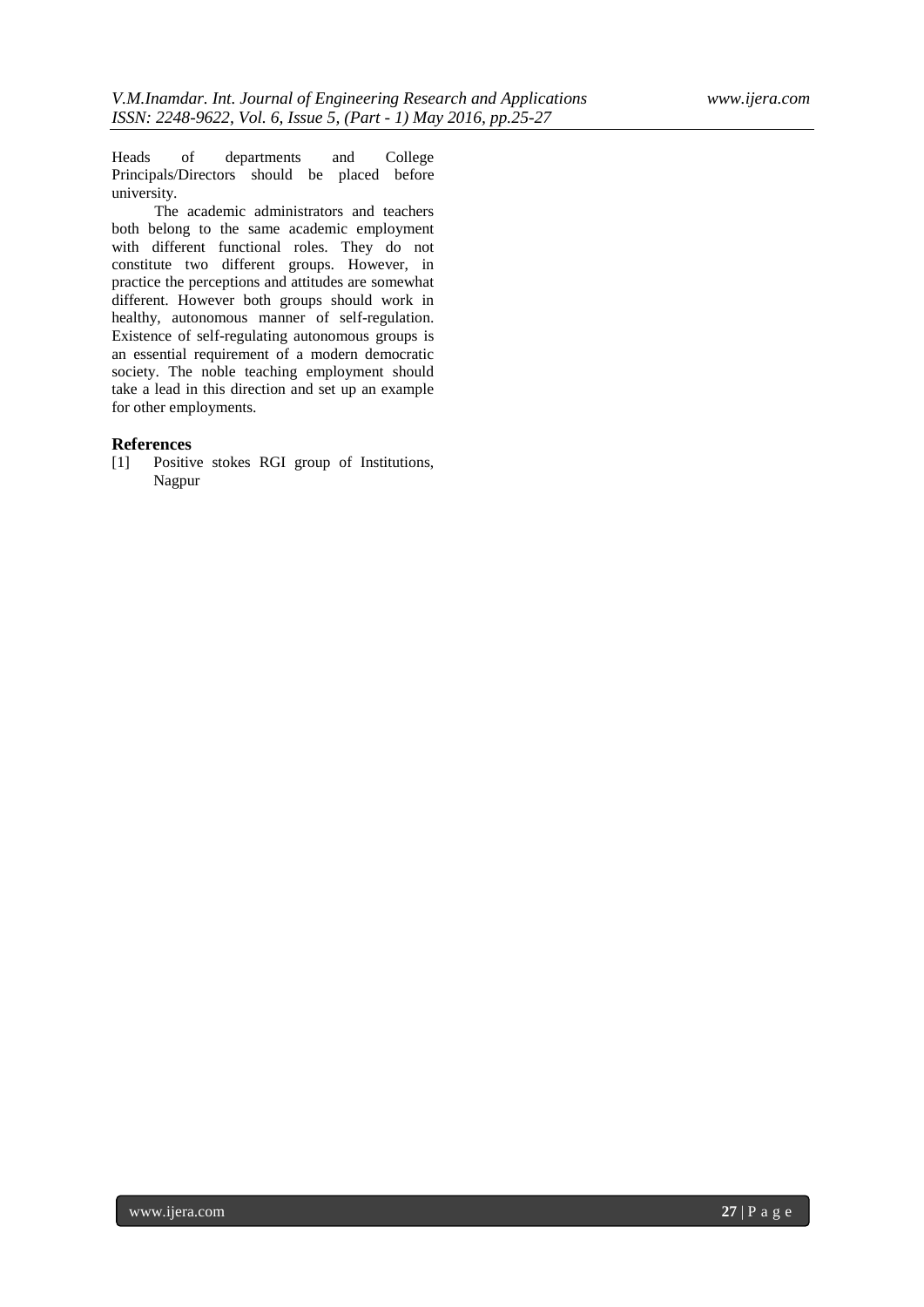Heads of departments and College Principals/Directors should be placed before university.

The academic administrators and teachers both belong to the same academic employment with different functional roles. They do not constitute two different groups. However, in practice the perceptions and attitudes are somewhat different. However both groups should work in healthy, autonomous manner of self-regulation. Existence of self-regulating autonomous groups is an essential requirement of a modern democratic society. The noble teaching employment should take a lead in this direction and set up an example for other employments.

## References

[1] Positive stokes RGI group of Institutions, Nagpur